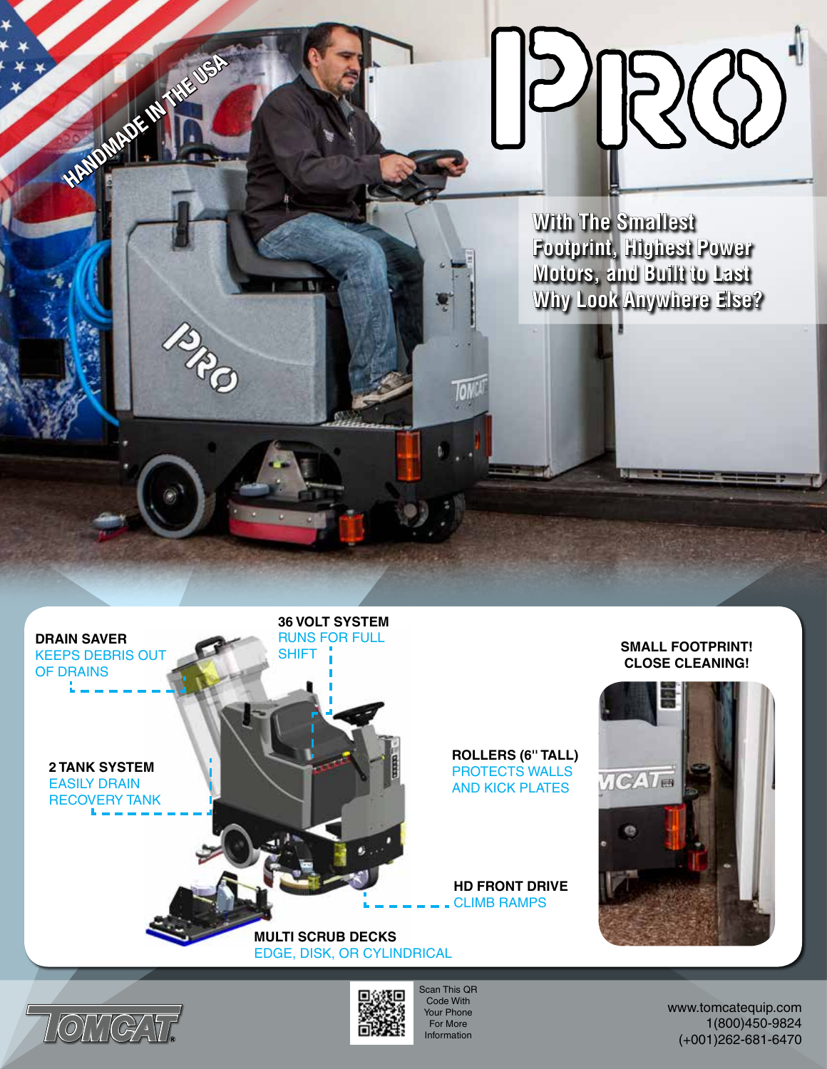# PRO

HANDMADE IN THE USA

**With The Smallest Footprint, Highest Power Motors, and Built to Last Why Look Anywhere Else?**

**DRAIN SAVER**
KEEPS DEBRIS OUT OF DRAINS

**36 VOLT SYSTEM**
RUNS FOR FULL SHIFT

**2 TANK SYSTEM**
EASILY DRAIN RECOVERY TANK

**ROLLERS (6" TALL)**
PROTECTS WALLS AND KICK PLATES

**HD FRONT DRIVE**
CLIMB RAMPS

**MULTI SCRUB DECKS**
EDGE, DISK, OR CYLINDRICAL

**SMALL FOOTPRINT! CLOSE CLEANING!**

TOMCAT®

Scan This QR Code With Your Phone For More Information

www.tomcatequip.com
1(800)450-9824
(+001)262-681-6470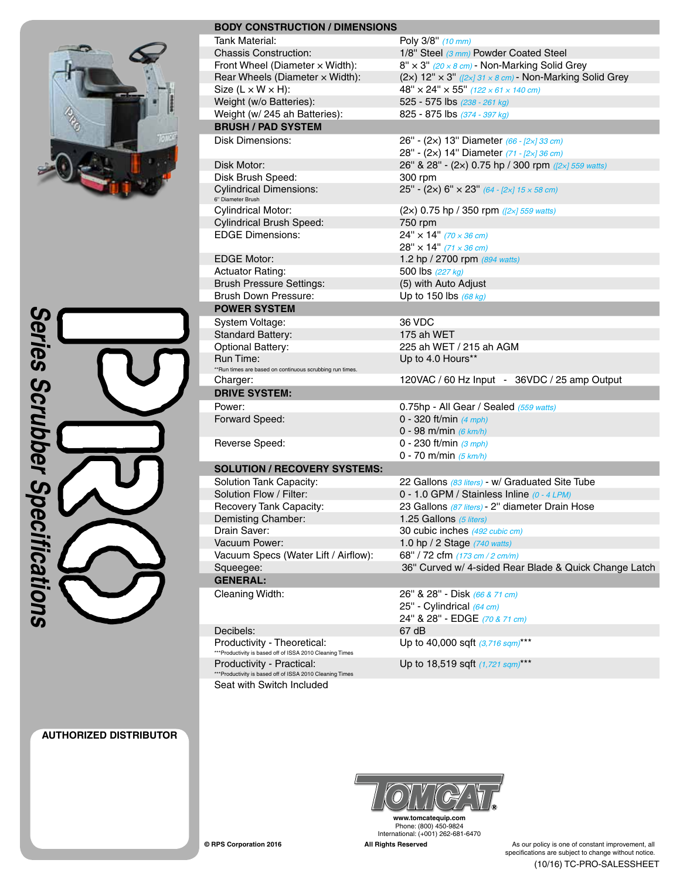# PRO Series Scrubber Specifications

| | |
|---|---|
| **BODY CONSTRUCTION / DIMENSIONS** | |
| Tank Material: | Poly 3/8" *(10 mm)* |
| Chassis Construction: | 1/8" Steel *(3 mm)* Powder Coated Steel |
| Front Wheel (Diameter × Width): | 8" × 3" *(20 × 8 cm)* - Non-Marking Solid Grey |
| Rear Wheels (Diameter × Width): | (2×) 12" × 3" *([2x] 31 × 8 cm)* - Non-Marking Solid Grey |
| Size (L × W × H): | 48" × 24" × 55" *(122 × 61 × 140 cm)* |
| Weight (w/o Batteries): | 525 - 575 lbs *(238 - 261 kg)* |
| Weight (w/ 245 ah Batteries): | 825 - 875 lbs *(374 - 397 kg)* |
| **BRUSH / PAD SYSTEM** | |
| Disk Dimensions: | 26" - (2×) 13" Diameter *(66 - [2x] 33 cm)*<br>28" - (2×) 14" Diameter *(71 - [2x] 36 cm)* |
| Disk Motor: | 26" & 28" - (2×) 0.75 hp / 300 rpm *([2x] 559 watts)* |
| Disk Brush Speed: | 300 rpm |
| Cylindrical Dimensions:<br>6" Diameter Brush | 25" - (2×) 6" × 23" *(64 - [2x] 15 × 58 cm)* |
| Cylindrical Motor: | (2×) 0.75 hp / 350 rpm *([2x] 559 watts)* |
| Cylindrical Brush Speed: | 750 rpm |
| EDGE Dimensions: | 24" × 14" *(70 × 36 cm)*<br>28" × 14" *(71 × 36 cm)* |
| EDGE Motor: | 1.2 hp / 2700 rpm *(894 watts)* |
| Actuator Rating: | 500 lbs *(227 kg)* |
| Brush Pressure Settings: | (5) with Auto Adjust |
| Brush Down Pressure: | Up to 150 lbs *(68 kg)* |
| **POWER SYSTEM** | |
| System Voltage: | 36 VDC |
| Standard Battery: | 175 ah WET |
| Optional Battery: | 225 ah WET / 215 ah AGM |
| Run Time:<br>**Run times are based on continuous scrubbing run times. | Up to 4.0 Hours** |
| Charger: | 120VAC / 60 Hz Input - 36VDC / 25 amp Output |
| **DRIVE SYSTEM:** | |
| Power: | 0.75hp - All Gear / Sealed *(559 watts)* |
| Forward Speed: | 0 - 320 ft/min *(4 mph)*<br>0 - 98 m/min *(6 km/h)* |
| Reverse Speed: | 0 - 230 ft/min *(3 mph)*<br>0 - 70 m/min *(5 km/h)* |
| **SOLUTION / RECOVERY SYSTEMS:** | |
| Solution Tank Capacity: | 22 Gallons *(83 liters)* - w/ Graduated Site Tube |
| Solution Flow / Filter: | 0 - 1.0 GPM / Stainless Inline *(0 - 4 LPM)* |
| Recovery Tank Capacity: | 23 Gallons *(87 liters)* - 2" diameter Drain Hose |
| Demisting Chamber: | 1.25 Gallons *(5 liters)* |
| Drain Saver: | 30 cubic inches *(492 cubic cm)* |
| Vacuum Power: | 1.0 hp / 2 Stage *(740 watts)* |
| Vacuum Specs (Water Lift / Airflow): | 68" / 72 cfm *(173 cm / 2 cm/m)* |
| Squeegee: | 36" Curved w/ 4-sided Rear Blade & Quick Change Latch |
| **GENERAL:** | |
| Cleaning Width: | 26" & 28" - Disk *(66 & 71 cm)*<br>25" - Cylindrical *(64 cm)*<br>24" & 28" - EDGE *(70 & 71 cm)* |
| Decibels: | 67 dB |
| Productivity - Theoretical:<br>***Productivity is based off of ISSA 2010 Cleaning Times | Up to 40,000 sqft *(3,716 sqm)****** |
| Productivity - Practical:<br>***Productivity is based off of ISSA 2010 Cleaning Times | Up to 18,519 sqft *(1,721 sqm)****** |
| Seat with Switch Included | |

**AUTHORIZED DISTRIBUTOR**

TOMCAT®

www.tomcatequip.com
Phone: (800) 450-9824
International: (+001) 262-681-6470

© RPS Corporation 2016 — All Rights Reserved

As our policy is one of constant improvement, all specifications are subject to change without notice.

(10/16) TC-PRO-SALESSHEET